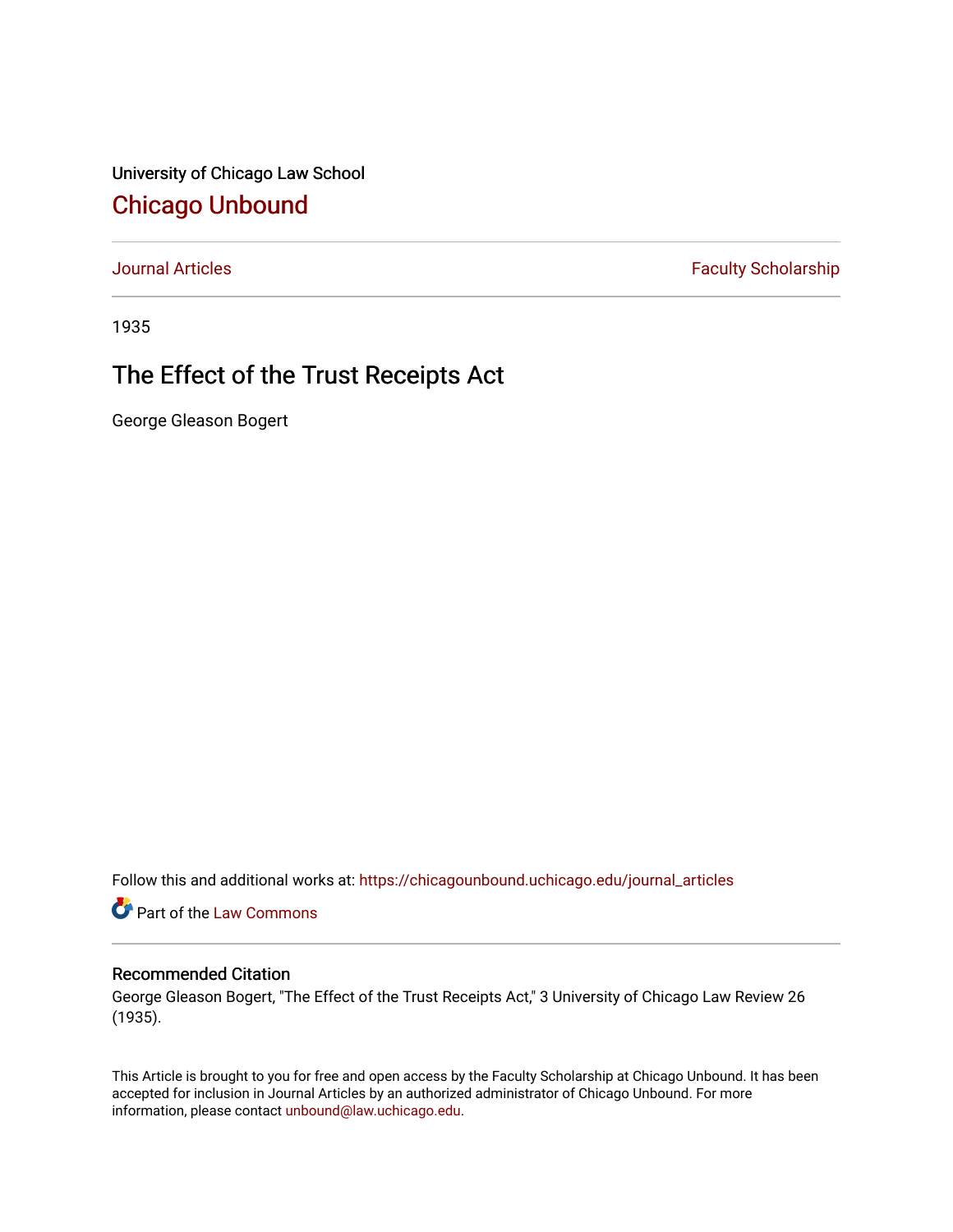University of Chicago Law School

# Chicago Unbound

Journal Articles | Faculty Scholarship

1935

## The Effect of the Trust Receipts Act

George Gleason Bogert

Follow this and additional works at: https://chicagounbound.uchicago.edu/journal_articles

Part of the Law Commons

### Recommended Citation

George Gleason Bogert, "The Effect of the Trust Receipts Act," 3 University of Chicago Law Review 26 (1935).

This Article is brought to you for free and open access by the Faculty Scholarship at Chicago Unbound. It has been accepted for inclusion in Journal Articles by an authorized administrator of Chicago Unbound. For more information, please contact unbound@law.uchicago.edu.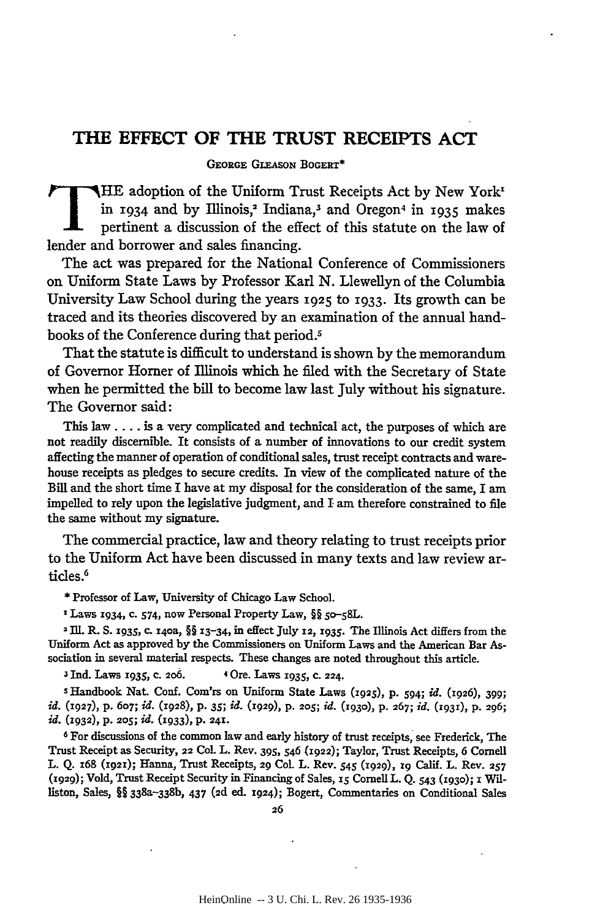# THE EFFECT OF THE TRUST RECEIPTS ACT

GEORGE GLEASON BOGERT*

THE adoption of the Uniform Trust Receipts Act by New York[1] in 1934 and by Illinois,[2] Indiana,[3] and Oregon[4] in 1935 makes pertinent a discussion of the effect of this statute on the law of lender and borrower and sales financing.

The act was prepared for the National Conference of Commissioners on Uniform State Laws by Professor Karl N. Llewellyn of the Columbia University Law School during the years 1925 to 1933. Its growth can be traced and its theories discovered by an examination of the annual handbooks of the Conference during that period.[5]

That the statute is difficult to understand is shown by the memorandum of Governor Horner of Illinois which he filed with the Secretary of State when he permitted the bill to become law last July without his signature. The Governor said:

> This law .... is a very complicated and technical act, the purposes of which are not readily discernible. It consists of a number of innovations to our credit system affecting the manner of operation of conditional sales, trust receipt contracts and warehouse receipts as pledges to secure credits. In view of the complicated nature of the Bill and the short time I have at my disposal for the consideration of the same, I am impelled to rely upon the legislative judgment, and I am therefore constrained to file the same without my signature.

The commercial practice, law and theory relating to trust receipts prior to the Uniform Act have been discussed in many texts and law review articles.[6]

\* Professor of Law, University of Chicago Law School.

[1] Laws 1934, c. 574, now Personal Property Law, §§ 50–58L.

[2] Ill. R. S. 1935, c. 140a, §§ 13–34, in effect July 12, 1935. The Illinois Act differs from the Uniform Act as approved by the Commissioners on Uniform Laws and the American Bar Association in several material respects. These changes are noted throughout this article.

[3] Ind. Laws 1935, c. 206.

[4] Ore. Laws 1935, c. 224.

[5] Handbook Nat. Conf. Com'rs on Uniform State Laws (1925), p. 594; *id.* (1926), 399; *id.* (1927), p. 607; *id.* (1928), p. 35; *id.* (1929), p. 205; *id.* (1930), p. 267; *id.* (1931), p. 296; *id.* (1932), p. 205; *id.* (1933), p. 241.

[6] For discussions of the common law and early history of trust receipts, see Frederick, The Trust Receipt as Security, 22 Col. L. Rev. 395, 546 (1922); Taylor, Trust Receipts, 6 Cornell L. Q. 168 (1921); Hanna, Trust Receipts, 29 Col. L. Rev. 545 (1929), 19 Calif. L. Rev. 257 (1929); Vold, Trust Receipt Security in Financing of Sales, 15 Cornell L. Q. 543 (1930); 1 Williston, Sales, §§ 338a–338b, 437 (2d ed. 1924); Bogert, Commentaries on Conditional Sales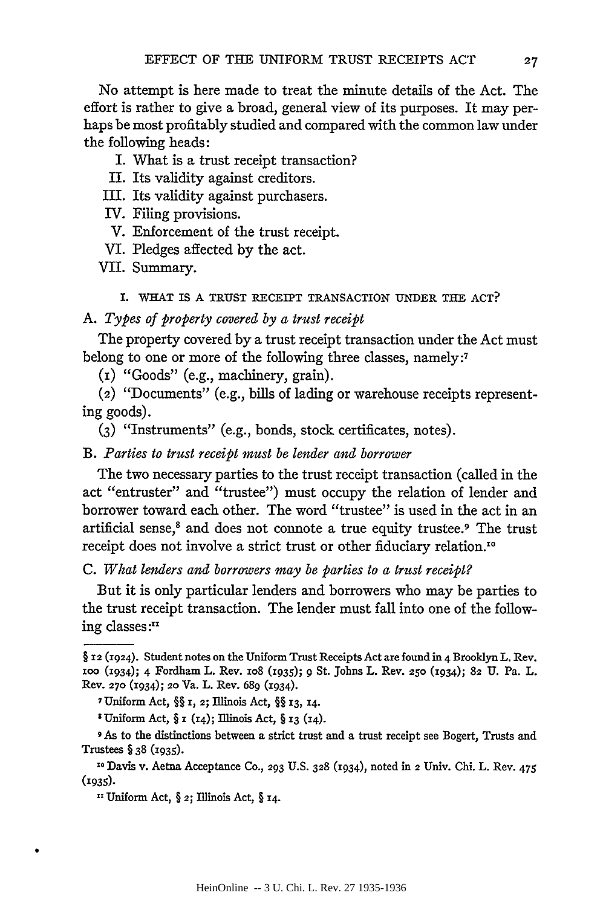No attempt is here made to treat the minute details of the Act. The effort is rather to give a broad, general view of its purposes. It may perhaps be most profitably studied and compared with the common law under the following heads:

I. What is a trust receipt transaction?
II. Its validity against creditors.
III. Its validity against purchasers.
IV. Filing provisions.
V. Enforcement of the trust receipt.
VI. Pledges affected by the act.
VII. Summary.

## I. WHAT IS A TRUST RECEIPT TRANSACTION UNDER THE ACT?

### A. *Types of property covered by a trust receipt*

The property covered by a trust receipt transaction under the Act must belong to one or more of the following three classes, namely:[7]

(1) "Goods" (e.g., machinery, grain).

(2) "Documents" (e.g., bills of lading or warehouse receipts representing goods).

(3) "Instruments" (e.g., bonds, stock certificates, notes).

### B. *Parties to trust receipt must be lender and borrower*

The two necessary parties to the trust receipt transaction (called in the act "entruster" and "trustee") must occupy the relation of lender and borrower toward each other. The word "trustee" is used in the act in an artificial sense,[8] and does not connote a true equity trustee.[9] The trust receipt does not involve a strict trust or other fiduciary relation.[10]

### C. *What lenders and borrowers may be parties to a trust receipt?*

But it is only particular lenders and borrowers who may be parties to the trust receipt transaction. The lender must fall into one of the following classes:[11]

---

§ 12 (1924). Student notes on the Uniform Trust Receipts Act are found in 4 Brooklyn L. Rev. 100 (1934); 4 Fordham L. Rev. 108 (1935); 9 St. Johns L. Rev. 250 (1934); 82 U. Pa. L. Rev. 270 (1934); 20 Va. L. Rev. 689 (1934).

[7] Uniform Act, §§ 1, 2; Illinois Act, §§ 13, 14.

[8] Uniform Act, § 1 (14); Illinois Act, § 13 (14).

[9] As to the distinctions between a strict trust and a trust receipt see Bogert, Trusts and Trustees § 38 (1935).

[10] Davis v. Aetna Acceptance Co., 293 U.S. 328 (1934), noted in 2 Univ. Chi. L. Rev. 475 (1935).

[11] Uniform Act, § 2; Illinois Act, § 14.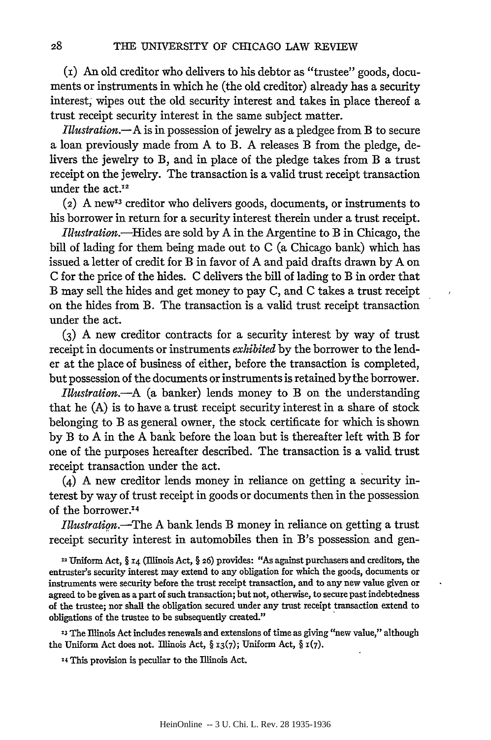(1) An old creditor who delivers to his debtor as "trustee" goods, documents or instruments in which he (the old creditor) already has a security interest, wipes out the old security interest and takes in place thereof a trust receipt security interest in the same subject matter.

*Illustration.*—A is in possession of jewelry as a pledgee from B to secure a loan previously made from A to B. A releases B from the pledge, delivers the jewelry to B, and in place of the pledge takes from B a trust receipt on the jewelry. The transaction is a valid trust receipt transaction under the act.[12]

(2) A new[13] creditor who delivers goods, documents, or instruments to his borrower in return for a security interest therein under a trust receipt.

*Illustration.*—Hides are sold by A in the Argentine to B in Chicago, the bill of lading for them being made out to C (a Chicago bank) which has issued a letter of credit for B in favor of A and paid drafts drawn by A on C for the price of the hides. C delivers the bill of lading to B in order that B may sell the hides and get money to pay C, and C takes a trust receipt on the hides from B. The transaction is a valid trust receipt transaction under the act.

(3) A new creditor contracts for a security interest by way of trust receipt in documents or instruments *exhibited* by the borrower to the lender at the place of business of either, before the transaction is completed, but possession of the documents or instruments is retained by the borrower.

*Illustration.*—A (a banker) lends money to B on the understanding that he (A) is to have a trust receipt security interest in a share of stock belonging to B as general owner, the stock certificate for which is shown by B to A in the A bank before the loan but is thereafter left with B for one of the purposes hereafter described. The transaction is a valid trust receipt transaction under the act.

(4) A new creditor lends money in reliance on getting a security interest by way of trust receipt in goods or documents then in the possession of the borrower.[14]

*Illustration.*—The A bank lends B money in reliance on getting a trust receipt security interest in automobiles then in B's possession and gen-

---

[12] Uniform Act, § 14 (Illinois Act, § 26) provides: "As against purchasers and creditors, the entruster's security interest may extend to any obligation for which the goods, documents or instruments were security before the trust receipt transaction, and to any new value given or agreed to be given as a part of such transaction; but not, otherwise, to secure past indebtedness of the trustee; nor shall the obligation secured under any trust receipt transaction extend to obligations of the trustee to be subsequently created."

[13] The Illinois Act includes renewals and extensions of time as giving "new value," although the Uniform Act does not. Illinois Act, § 13(7); Uniform Act, § 1(7).

[14] This provision is peculiar to the Illinois Act.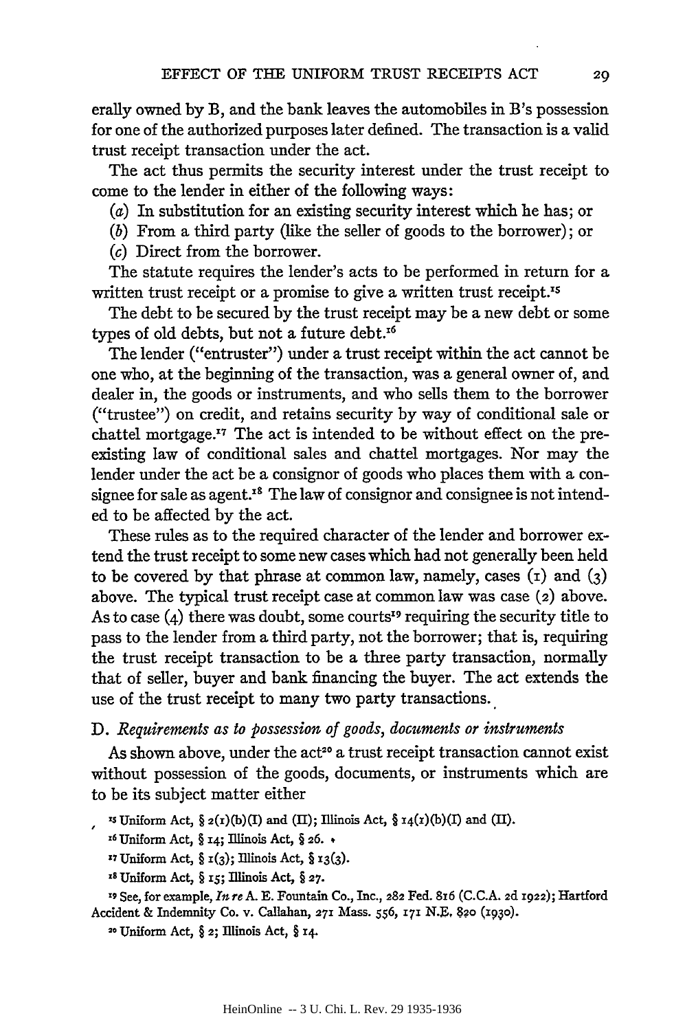erally owned by B, and the bank leaves the automobiles in B's possession for one of the authorized purposes later defined. The transaction is a valid trust receipt transaction under the act.

The act thus permits the security interest under the trust receipt to come to the lender in either of the following ways:

(*a*) In substitution for an existing security interest which he has; or

(*b*) From a third party (like the seller of goods to the borrower); or

(*c*) Direct from the borrower.

The statute requires the lender's acts to be performed in return for a written trust receipt or a promise to give a written trust receipt.[15]

The debt to be secured by the trust receipt may be a new debt or some types of old debts, but not a future debt.[16]

The lender ("entruster") under a trust receipt within the act cannot be one who, at the beginning of the transaction, was a general owner of, and dealer in, the goods or instruments, and who sells them to the borrower ("trustee") on credit, and retains security by way of conditional sale or chattel mortgage.[17] The act is intended to be without effect on the pre-existing law of conditional sales and chattel mortgages. Nor may the lender under the act be a consignor of goods who places them with a consignee for sale as agent.[18] The law of consignor and consignee is not intended to be affected by the act.

These rules as to the required character of the lender and borrower extend the trust receipt to some new cases which had not generally been held to be covered by that phrase at common law, namely, cases (1) and (3) above. The typical trust receipt case at common law was case (2) above. As to case (4) there was doubt, some courts[19] requiring the security title to pass to the lender from a third party, not the borrower; that is, requiring the trust receipt transaction to be a three party transaction, normally that of seller, buyer and bank financing the buyer. The act extends the use of the trust receipt to many two party transactions.

## D. *Requirements as to possession of goods, documents or instruments*

As shown above, under the act[20] a trust receipt transaction cannot exist without possession of the goods, documents, or instruments which are to be its subject matter either

[15] Uniform Act, § 2(1)(b)(I) and (II); Illinois Act, § 14(1)(b)(I) and (II).

[16] Uniform Act, § 14; Illinois Act, § 26.

[17] Uniform Act, § 1(3); Illinois Act, § 13(3).

[18] Uniform Act, § 15; Illinois Act, § 27.

[19] See, for example, *In re* A. E. Fountain Co., Inc., 282 Fed. 816 (C.C.A. 2d 1922); Hartford Accident & Indemnity Co. v. Callahan, 271 Mass. 556, 171 N.E. 820 (1930).

[20] Uniform Act, § 2; Illinois Act, § 14.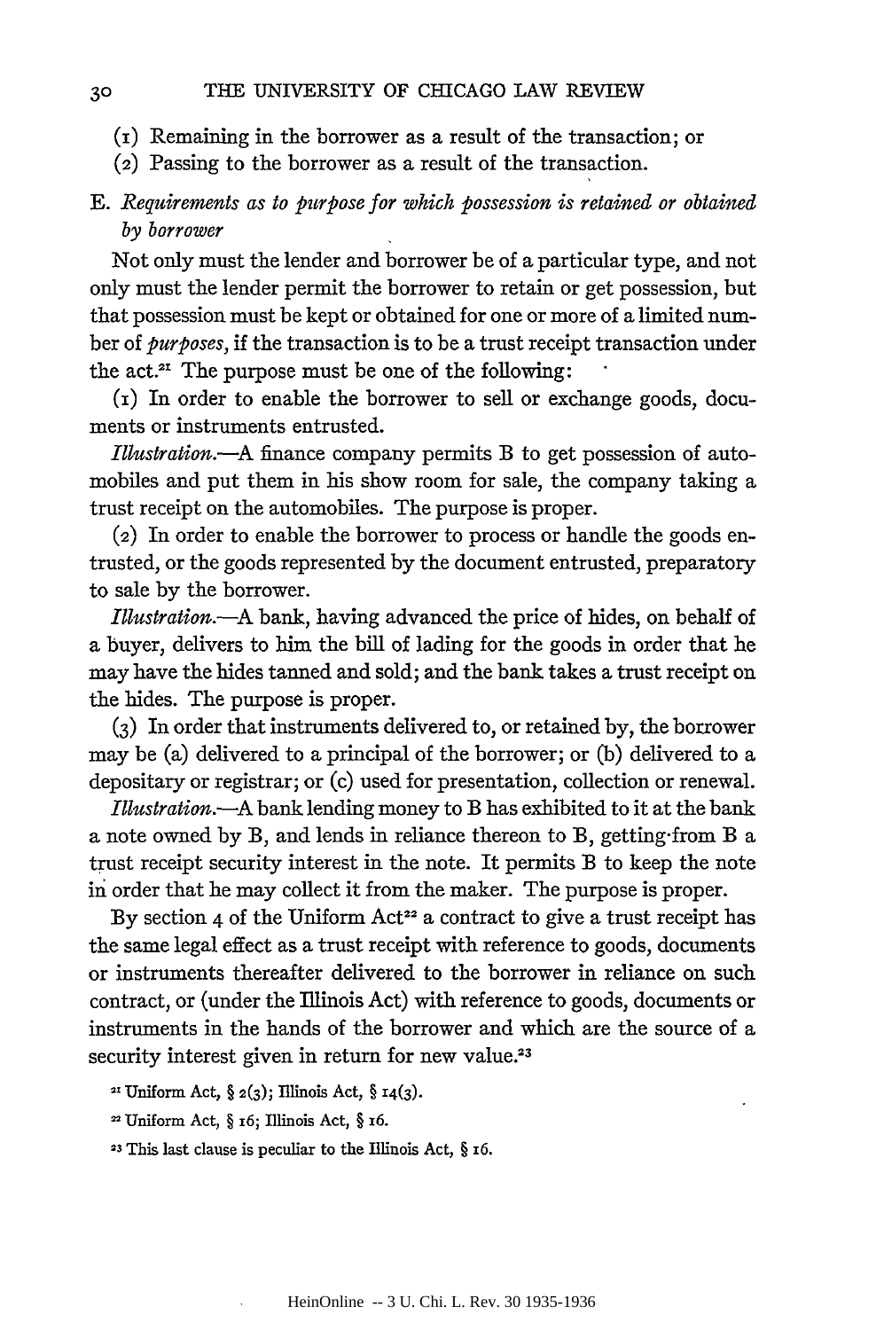(1) Remaining in the borrower as a result of the transaction; or

(2) Passing to the borrower as a result of the transaction.

E. *Requirements as to purpose for which possession is retained or obtained by borrower*

Not only must the lender and borrower be of a particular type, and not only must the lender permit the borrower to retain or get possession, but that possession must be kept or obtained for one or more of a limited number of *purposes*, if the transaction is to be a trust receipt transaction under the act.[21] The purpose must be one of the following:

(1) In order to enable the borrower to sell or exchange goods, documents or instruments entrusted.

*Illustration.*—A finance company permits B to get possession of automobiles and put them in his show room for sale, the company taking a trust receipt on the automobiles. The purpose is proper.

(2) In order to enable the borrower to process or handle the goods entrusted, or the goods represented by the document entrusted, preparatory to sale by the borrower.

*Illustration.*—A bank, having advanced the price of hides, on behalf of a buyer, delivers to him the bill of lading for the goods in order that he may have the hides tanned and sold; and the bank takes a trust receipt on the hides. The purpose is proper.

(3) In order that instruments delivered to, or retained by, the borrower may be (a) delivered to a principal of the borrower; or (b) delivered to a depositary or registrar; or (c) used for presentation, collection or renewal.

*Illustration.*—A bank lending money to B has exhibited to it at the bank a note owned by B, and lends in reliance thereon to B, getting from B a trust receipt security interest in the note. It permits B to keep the note in order that he may collect it from the maker. The purpose is proper.

By section 4 of the Uniform Act[22] a contract to give a trust receipt has the same legal effect as a trust receipt with reference to goods, documents or instruments thereafter delivered to the borrower in reliance on such contract, or (under the Illinois Act) with reference to goods, documents or instruments in the hands of the borrower and which are the source of a security interest given in return for new value.[23]

[21] Uniform Act, § 2(3); Illinois Act, § 14(3).

[22] Uniform Act, § 16; Illinois Act, § 16.

[23] This last clause is peculiar to the Illinois Act, § 16.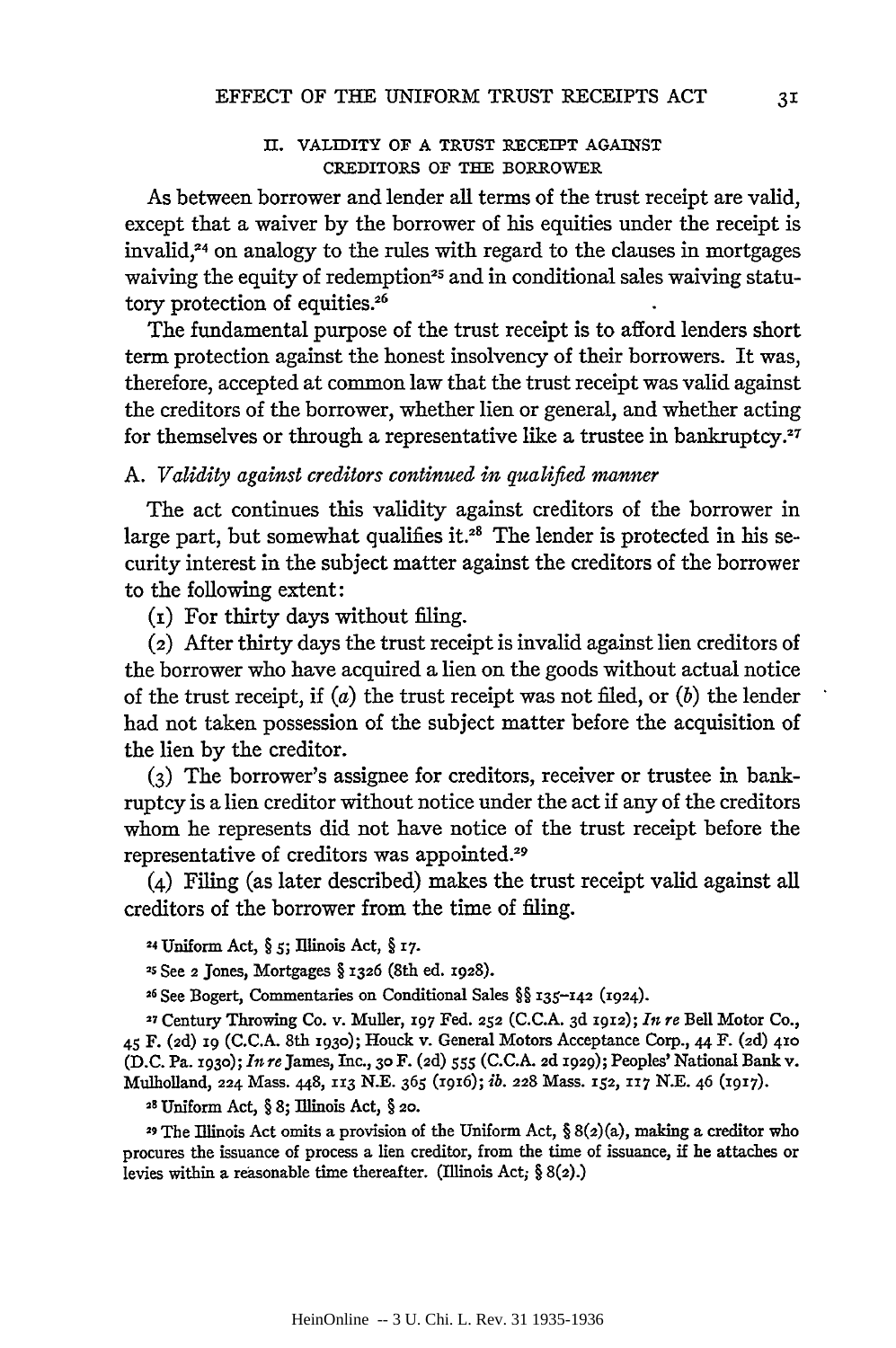## II. VALIDITY OF A TRUST RECEIPT AGAINST CREDITORS OF THE BORROWER

As between borrower and lender all terms of the trust receipt are valid, except that a waiver by the borrower of his equities under the receipt is invalid,[24] on analogy to the rules with regard to the clauses in mortgages waiving the equity of redemption[25] and in conditional sales waiving statutory protection of equities.[26]

The fundamental purpose of the trust receipt is to afford lenders short term protection against the honest insolvency of their borrowers. It was, therefore, accepted at common law that the trust receipt was valid against the creditors of the borrower, whether lien or general, and whether acting for themselves or through a representative like a trustee in bankruptcy.[27]

### A. *Validity against creditors continued in qualified manner*

The act continues this validity against creditors of the borrower in large part, but somewhat qualifies it.[28] The lender is protected in his security interest in the subject matter against the creditors of the borrower to the following extent:

(1) For thirty days without filing.

(2) After thirty days the trust receipt is invalid against lien creditors of the borrower who have acquired a lien on the goods without actual notice of the trust receipt, if (*a*) the trust receipt was not filed, or (*b*) the lender had not taken possession of the subject matter before the acquisition of the lien by the creditor.

(3) The borrower's assignee for creditors, receiver or trustee in bankruptcy is a lien creditor without notice under the act if any of the creditors whom he represents did not have notice of the trust receipt before the representative of creditors was appointed.[29]

(4) Filing (as later described) makes the trust receipt valid against all creditors of the borrower from the time of filing.

[24] Uniform Act, § 5; Illinois Act, § 17.

[25] See 2 Jones, Mortgages § 1326 (8th ed. 1928).

[26] See Bogert, Commentaries on Conditional Sales §§ 135–142 (1924).

[27] Century Throwing Co. v. Muller, 197 Fed. 252 (C.C.A. 3d 1912); *In re* Bell Motor Co., 45 F. (2d) 19 (C.C.A. 8th 1930); Houck v. General Motors Acceptance Corp., 44 F. (2d) 410 (D.C. Pa. 1930); *In re* James, Inc., 30 F. (2d) 555 (C.C.A. 2d 1929); Peoples' National Bank v. Mulholland, 224 Mass. 448, 113 N.E. 365 (1916); *ib.* 228 Mass. 152, 117 N.E. 46 (1917).

[28] Uniform Act, § 8; Illinois Act, § 20.

[29] The Illinois Act omits a provision of the Uniform Act, § 8(2)(a), making a creditor who procures the issuance of process a lien creditor, from the time of issuance, if he attaches or levies within a reasonable time thereafter. (Illinois Act, § 8(2).)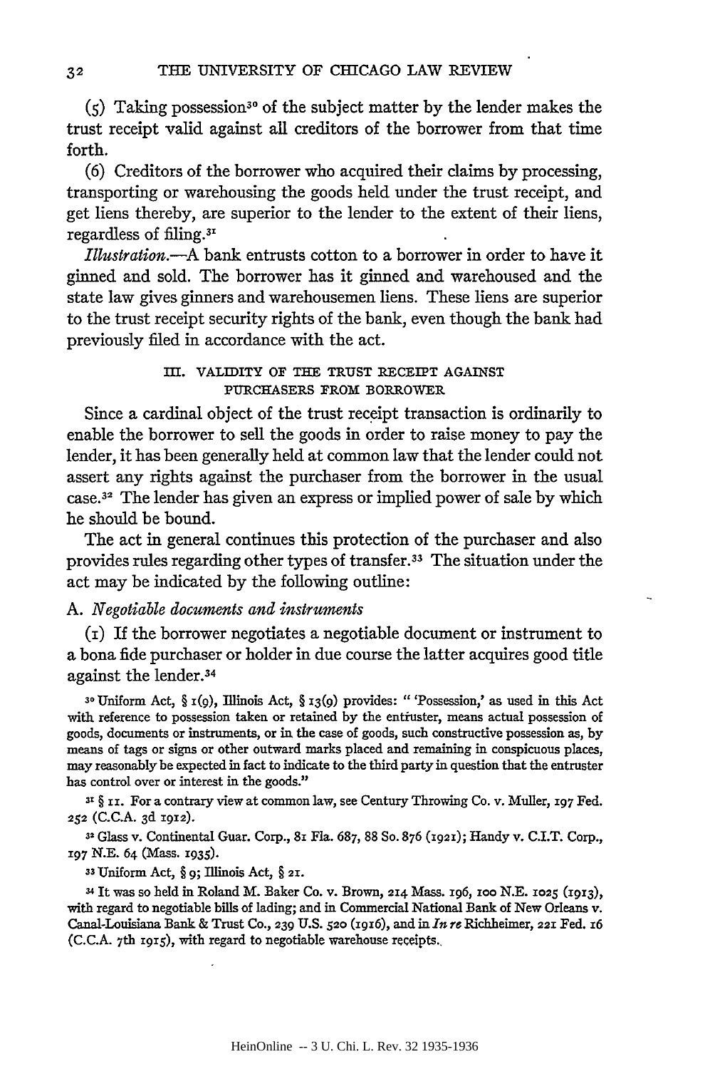(5) Taking possession[30] of the subject matter by the lender makes the trust receipt valid against all creditors of the borrower from that time forth.

(6) Creditors of the borrower who acquired their claims by processing, transporting or warehousing the goods held under the trust receipt, and get liens thereby, are superior to the lender to the extent of their liens, regardless of filing.[31]

*Illustration.*—A bank entrusts cotton to a borrower in order to have it ginned and sold. The borrower has it ginned and warehoused and the state law gives ginners and warehousemen liens. These liens are superior to the trust receipt security rights of the bank, even though the bank had previously filed in accordance with the act.

### III. VALIDITY OF THE TRUST RECEIPT AGAINST PURCHASERS FROM BORROWER

Since a cardinal object of the trust receipt transaction is ordinarily to enable the borrower to sell the goods in order to raise money to pay the lender, it has been generally held at common law that the lender could not assert any rights against the purchaser from the borrower in the usual case.[32] The lender has given an express or implied power of sale by which he should be bound.

The act in general continues this protection of the purchaser and also provides rules regarding other types of transfer.[33] The situation under the act may be indicated by the following outline:

#### A. *Negotiable documents and instruments*

(1) If the borrower negotiates a negotiable document or instrument to a bona fide purchaser or holder in due course the latter acquires good title against the lender.[34]

---

[30] Uniform Act, § 1(9), Illinois Act, § 13(9) provides: " 'Possession,' as used in this Act with reference to possession taken or retained by the entruster, means actual possession of goods, documents or instruments, or in the case of goods, such constructive possession as, by means of tags or signs or other outward marks placed and remaining in conspicuous places, may reasonably be expected in fact to indicate to the third party in question that the entruster has control over or interest in the goods."

[31] § 11. For a contrary view at common law, see Century Throwing Co. v. Muller, 197 Fed. 252 (C.C.A. 3d 1912).

[32] Glass v. Continental Guar. Corp., 81 Fla. 687, 88 So. 876 (1921); Handy v. C.I.T. Corp., 197 N.E. 64 (Mass. 1935).

[33] Uniform Act, § 9; Illinois Act, § 21.

[34] It was so held in Roland M. Baker Co. v. Brown, 214 Mass. 196, 100 N.E. 1025 (1913), with regard to negotiable bills of lading; and in Commercial National Bank of New Orleans v. Canal-Louisiana Bank & Trust Co., 239 U.S. 520 (1916), and in *In re* Richheimer, 221 Fed. 16 (C.C.A. 7th 1915), with regard to negotiable warehouse receipts.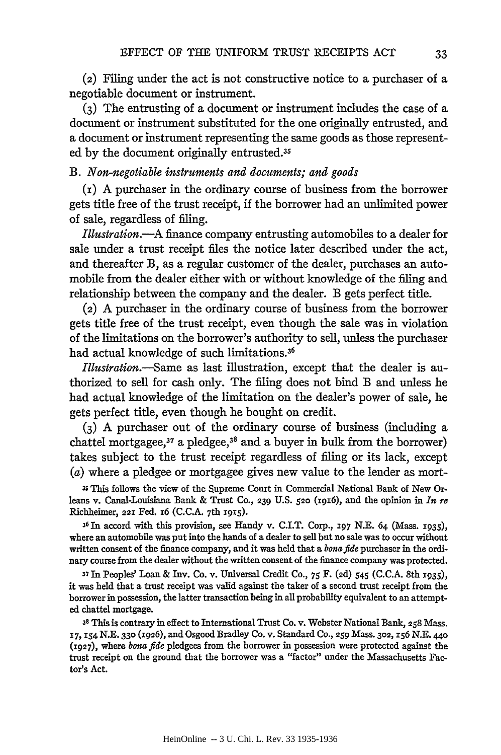(2) Filing under the act is not constructive notice to a purchaser of a negotiable document or instrument.

(3) The entrusting of a document or instrument includes the case of a document or instrument substituted for the one originally entrusted, and a document or instrument representing the same goods as those represented by the document originally entrusted.[35]

B. *Non-negotiable instruments and documents; and goods*

(1) A purchaser in the ordinary course of business from the borrower gets title free of the trust receipt, if the borrower had an unlimited power of sale, regardless of filing.

*Illustration.*—A finance company entrusting automobiles to a dealer for sale under a trust receipt files the notice later described under the act, and thereafter B, as a regular customer of the dealer, purchases an automobile from the dealer either with or without knowledge of the filing and relationship between the company and the dealer. B gets perfect title.

(2) A purchaser in the ordinary course of business from the borrower gets title free of the trust receipt, even though the sale was in violation of the limitations on the borrower's authority to sell, unless the purchaser had actual knowledge of such limitations.[36]

*Illustration.*—Same as last illustration, except that the dealer is authorized to sell for cash only. The filing does not bind B and unless he had actual knowledge of the limitation on the dealer's power of sale, he gets perfect title, even though he bought on credit.

(3) A purchaser out of the ordinary course of business (including a chattel mortgagee,[37] a pledgee,[38] and a buyer in bulk from the borrower) takes subject to the trust receipt regardless of filing or its lack, except (*a*) where a pledgee or mortgagee gives new value to the lender as mort-

[35] This follows the view of the Supreme Court in Commercial National Bank of New Orleans v. Canal-Louisiana Bank & Trust Co., 239 U.S. 520 (1916), and the opinion in *In re* Richheimer, 221 Fed. 16 (C.C.A. 7th 1915).

[36] In accord with this provision, see Handy v. C.I.T. Corp., 197 N.E. 64 (Mass. 1935), where an automobile was put into the hands of a dealer to sell but no sale was to occur without written consent of the finance company, and it was held that a *bona fide* purchaser in the ordinary course from the dealer without the written consent of the finance company was protected.

[37] In Peoples' Loan & Inv. Co. v. Universal Credit Co., 75 F. (2d) 545 (C.C.A. 8th 1935), it was held that a trust receipt was valid against the taker of a second trust receipt from the borrower in possession, the latter transaction being in all probability equivalent to an attempted chattel mortgage.

[38] This is contrary in effect to International Trust Co. v. Webster National Bank, 258 Mass. 17, 154 N.E. 330 (1926), and Osgood Bradley Co. v. Standard Co., 259 Mass. 302, 156 N.E. 440 (1927), where *bona fide* pledgees from the borrower in possession were protected against the trust receipt on the ground that the borrower was a "factor" under the Massachusetts Factor's Act.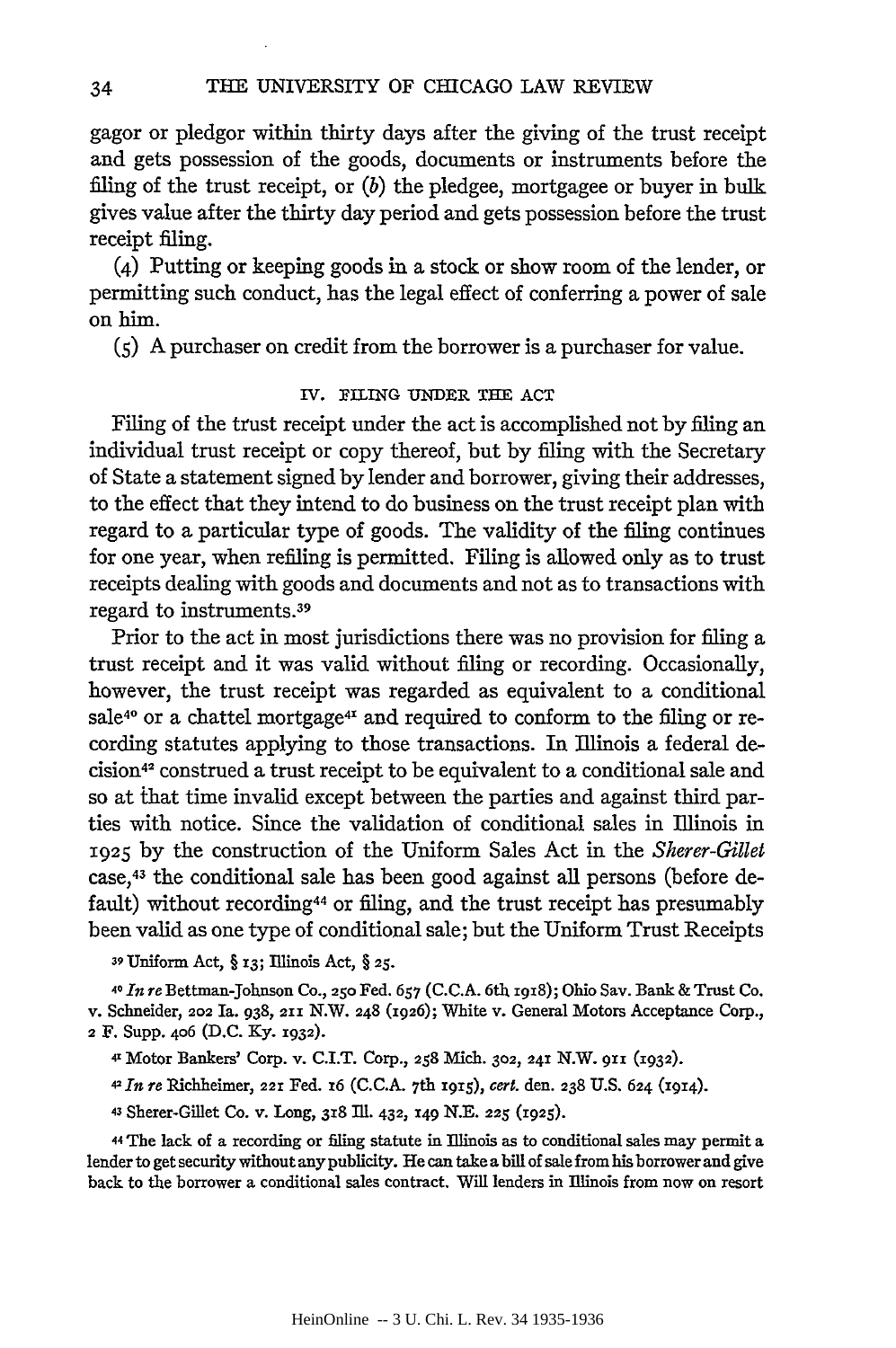gagor or pledgor within thirty days after the giving of the trust receipt and gets possession of the goods, documents or instruments before the filing of the trust receipt, or (*b*) the pledgee, mortgagee or buyer in bulk gives value after the thirty day period and gets possession before the trust receipt filing.

(4) Putting or keeping goods in a stock or show room of the lender, or permitting such conduct, has the legal effect of conferring a power of sale on him.

(5) A purchaser on credit from the borrower is a purchaser for value.

## IV. FILING UNDER THE ACT

Filing of the trust receipt under the act is accomplished not by filing an individual trust receipt or copy thereof, but by filing with the Secretary of State a statement signed by lender and borrower, giving their addresses, to the effect that they intend to do business on the trust receipt plan with regard to a particular type of goods. The validity of the filing continues for one year, when refiling is permitted. Filing is allowed only as to trust receipts dealing with goods and documents and not as to transactions with regard to instruments.[39]

Prior to the act in most jurisdictions there was no provision for filing a trust receipt and it was valid without filing or recording. Occasionally, however, the trust receipt was regarded as equivalent to a conditional sale[40] or a chattel mortgage[41] and required to conform to the filing or recording statutes applying to those transactions. In Illinois a federal decision[42] construed a trust receipt to be equivalent to a conditional sale and so at that time invalid except between the parties and against third parties with notice. Since the validation of conditional sales in Illinois in 1925 by the construction of the Uniform Sales Act in the *Sherer-Gillet* case,[43] the conditional sale has been good against all persons (before default) without recording[44] or filing, and the trust receipt has presumably been valid as one type of conditional sale; but the Uniform Trust Receipts

[39] Uniform Act, § 13; Illinois Act, § 25.

[40] *In re* Bettman-Johnson Co., 250 Fed. 657 (C.C.A. 6th 1918); Ohio Sav. Bank & Trust Co. v. Schneider, 202 Ia. 938, 211 N.W. 248 (1926); White v. General Motors Acceptance Corp., 2 F. Supp. 406 (D.C. Ky. 1932).

[41] Motor Bankers' Corp. v. C.I.T. Corp., 258 Mich. 302, 241 N.W. 911 (1932).

[42] *In re* Richheimer, 221 Fed. 16 (C.C.A. 7th 1915), *cert.* den. 238 U.S. 624 (1914).

[43] Sherer-Gillet Co. v. Long, 318 Ill. 432, 149 N.E. 225 (1925).

[44] The lack of a recording or filing statute in Illinois as to conditional sales may permit a lender to get security without any publicity. He can take a bill of sale from his borrower and give back to the borrower a conditional sales contract. Will lenders in Illinois from now on resort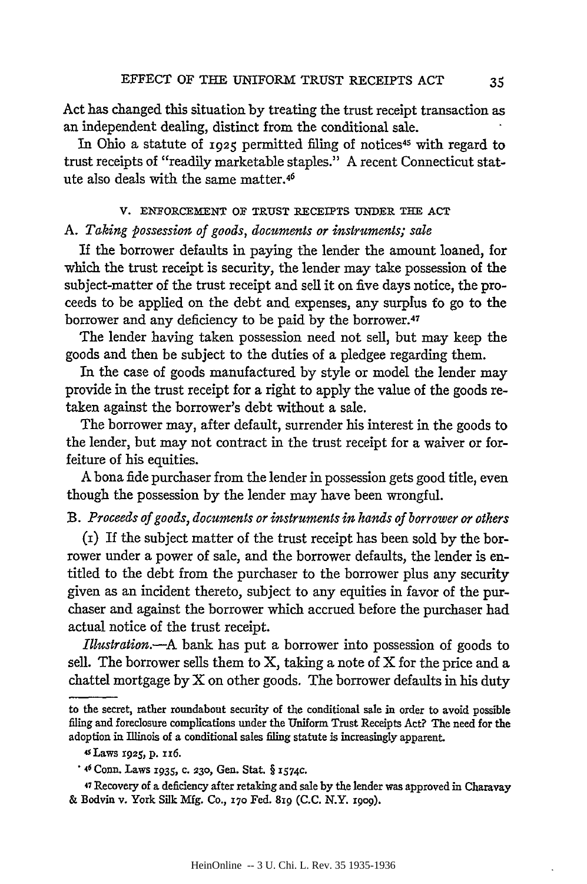Act has changed this situation by treating the trust receipt transaction as an independent dealing, distinct from the conditional sale.

In Ohio a statute of 1925 permitted filing of notices[45] with regard to trust receipts of "readily marketable staples." A recent Connecticut statute also deals with the same matter.[46]

## V. ENFORCEMENT OF TRUST RECEIPTS UNDER THE ACT

### A. *Taking possession of goods, documents or instruments; sale*

If the borrower defaults in paying the lender the amount loaned, for which the trust receipt is security, the lender may take possession of the subject-matter of the trust receipt and sell it on five days notice, the proceeds to be applied on the debt and expenses, any surplus to go to the borrower and any deficiency to be paid by the borrower.[47]

The lender having taken possession need not sell, but may keep the goods and then be subject to the duties of a pledgee regarding them.

In the case of goods manufactured by style or model the lender may provide in the trust receipt for a right to apply the value of the goods retaken against the borrower's debt without a sale.

The borrower may, after default, surrender his interest in the goods to the lender, but may not contract in the trust receipt for a waiver or forfeiture of his equities.

A bona fide purchaser from the lender in possession gets good title, even though the possession by the lender may have been wrongful.

### B. *Proceeds of goods, documents or instruments in hands of borrower or others*

(1) If the subject matter of the trust receipt has been sold by the borrower under a power of sale, and the borrower defaults, the lender is entitled to the debt from the purchaser to the borrower plus any security given as an incident thereto, subject to any equities in favor of the purchaser and against the borrower which accrued before the purchaser had actual notice of the trust receipt.

*Illustration.*—A bank has put a borrower into possession of goods to sell. The borrower sells them to X, taking a note of X for the price and a chattel mortgage by X on other goods. The borrower defaults in his duty

---

to the secret, rather roundabout security of the conditional sale in order to avoid possible filing and foreclosure complications under the Uniform Trust Receipts Act? The need for the adoption in Illinois of a conditional sales filing statute is increasingly apparent.

[45] Laws 1925, p. 116.

[46] Conn. Laws 1935, c. 230, Gen. Stat. § 1574c.

[47] Recovery of a deficiency after retaking and sale by the lender was approved in Charavay & Bodvin v. York Silk Mfg. Co., 170 Fed. 819 (C.C. N.Y. 1909).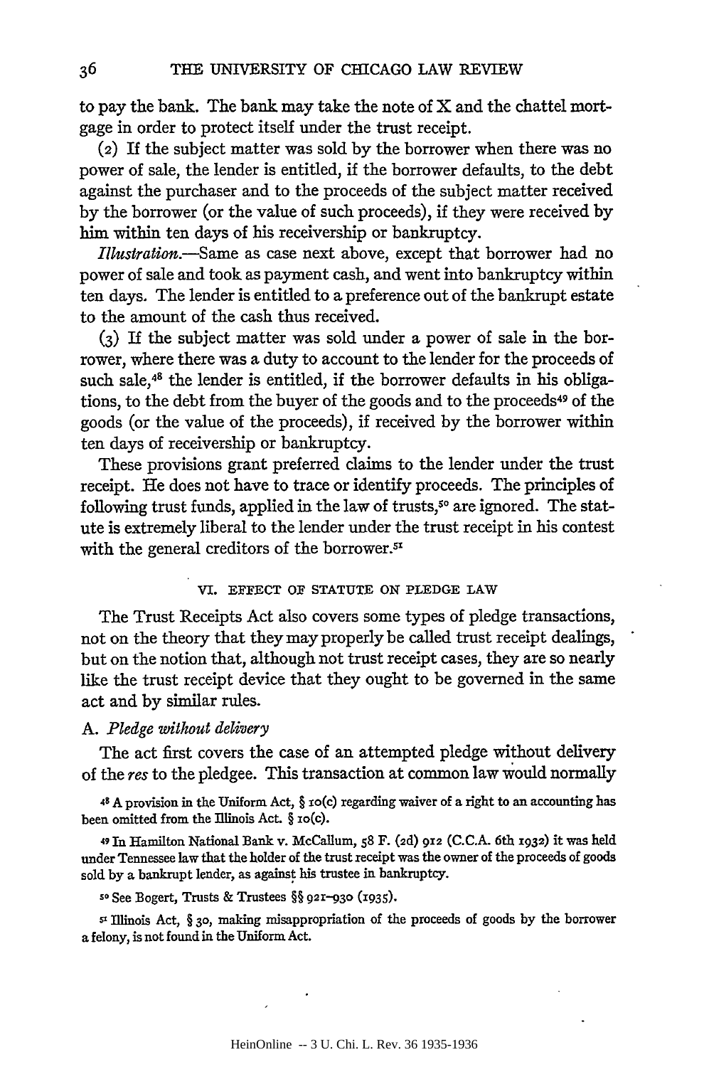to pay the bank. The bank may take the note of X and the chattel mortgage in order to protect itself under the trust receipt.

(2) If the subject matter was sold by the borrower when there was no power of sale, the lender is entitled, if the borrower defaults, to the debt against the purchaser and to the proceeds of the subject matter received by the borrower (or the value of such proceeds), if they were received by him within ten days of his receivership or bankruptcy.

*Illustration*.—Same as case next above, except that borrower had no power of sale and took as payment cash, and went into bankruptcy within ten days. The lender is entitled to a preference out of the bankrupt estate to the amount of the cash thus received.

(3) If the subject matter was sold under a power of sale in the borrower, where there was a duty to account to the lender for the proceeds of such sale,[48] the lender is entitled, if the borrower defaults in his obligations, to the debt from the buyer of the goods and to the proceeds[49] of the goods (or the value of the proceeds), if received by the borrower within ten days of receivership or bankruptcy.

These provisions grant preferred claims to the lender under the trust receipt. He does not have to trace or identify proceeds. The principles of following trust funds, applied in the law of trusts,[50] are ignored. The statute is extremely liberal to the lender under the trust receipt in his contest with the general creditors of the borrower.[51]

## VI. EFFECT OF STATUTE ON PLEDGE LAW

The Trust Receipts Act also covers some types of pledge transactions, not on the theory that they may properly be called trust receipt dealings, but on the notion that, although not trust receipt cases, they are so nearly like the trust receipt device that they ought to be governed in the same act and by similar rules.

### A. *Pledge without delivery*

The act first covers the case of an attempted pledge without delivery of the *res* to the pledgee. This transaction at common law would normally

---

[48] A provision in the Uniform Act, § 10(c) regarding waiver of a right to an accounting has been omitted from the Illinois Act. § 10(c).

[49] In Hamilton National Bank v. McCallum, 58 F. (2d) 912 (C.C.A. 6th 1932) it was held under Tennessee law that the holder of the trust receipt was the owner of the proceeds of goods sold by a bankrupt lender, as against his trustee in bankruptcy.

[50] See Bogert, Trusts & Trustees §§ 921–930 (1935).

[51] Illinois Act, § 30, making misappropriation of the proceeds of goods by the borrower a felony, is not found in the Uniform Act.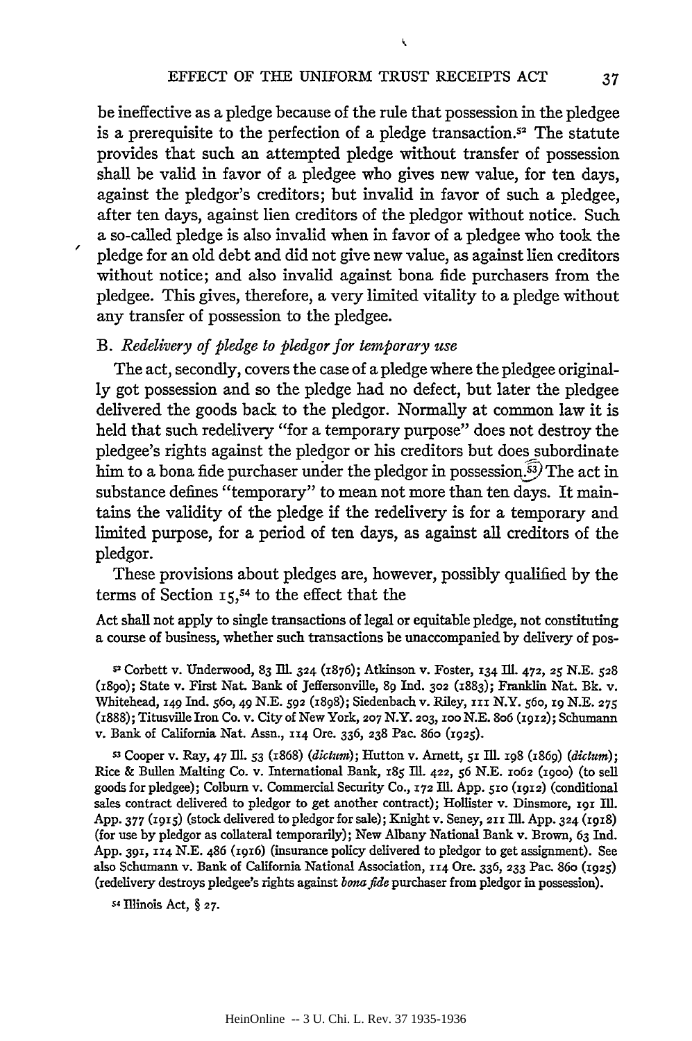be ineffective as a pledge because of the rule that possession in the pledgee is a prerequisite to the perfection of a pledge transaction.[52] The statute provides that such an attempted pledge without transfer of possession shall be valid in favor of a pledgee who gives new value, for ten days, against the pledgor's creditors; but invalid in favor of such a pledgee, after ten days, against lien creditors of the pledgor without notice. Such a so-called pledge is also invalid when in favor of a pledgee who took the pledge for an old debt and did not give new value, as against lien creditors without notice; and also invalid against bona fide purchasers from the pledgee. This gives, therefore, a very limited vitality to a pledge without any transfer of possession to the pledgee.

B. *Redelivery of pledge to pledgor for temporary use*

The act, secondly, covers the case of a pledge where the pledgee originally got possession and so the pledge had no defect, but later the pledgee delivered the goods back to the pledgor. Normally at common law it is held that such redelivery "for a temporary purpose" does not destroy the pledgee's rights against the pledgor or his creditors but does subordinate him to a bona fide purchaser under the pledgor in possession.[53] The act in substance defines "temporary" to mean not more than ten days. It maintains the validity of the pledge if the redelivery is for a temporary and limited purpose, for a period of ten days, as against all creditors of the pledgor.

These provisions about pledges are, however, possibly qualified by the terms of Section 15,[54] to the effect that the

> Act shall not apply to single transactions of legal or equitable pledge, not constituting a course of business, whether such transactions be unaccompanied by delivery of pos-

[52] Corbett v. Underwood, 83 Ill. 324 (1876); Atkinson v. Foster, 134 Ill. 472, 25 N.E. 528 (1890); State v. First Nat. Bank of Jeffersonville, 89 Ind. 302 (1883); Franklin Nat. Bk. v. Whitehead, 149 Ind. 560, 49 N.E. 592 (1898); Siedenbach v. Riley, 111 N.Y. 560, 19 N.E. 275 (1888); Titusville Iron Co. v. City of New York, 207 N.Y. 203, 100 N.E. 806 (1912); Schumann v. Bank of California Nat. Assn., 114 Ore. 336, 238 Pac. 860 (1925).

[53] Cooper v. Ray, 47 Ill. 53 (1868) (*dictum*); Hutton v. Arnett, 51 Ill. 198 (1869) (*dictum*); Rice & Bullen Malting Co. v. International Bank, 185 Ill. 422, 56 N.E. 1062 (1900) (to sell goods for pledgee); Colburn v. Commercial Security Co., 172 Ill. App. 510 (1912) (conditional sales contract delivered to pledgor to get another contract); Hollister v. Dinsmore, 191 Ill. App. 377 (1915) (stock delivered to pledgor for sale); Knight v. Seney, 211 Ill. App. 324 (1918) (for use by pledgor as collateral temporarily); New Albany National Bank v. Brown, 63 Ind. App. 391, 114 N.E. 486 (1916) (insurance policy delivered to pledgor to get assignment). See also Schumann v. Bank of California National Association, 114 Ore. 336, 233 Pac. 860 (1925) (redelivery destroys pledgee's rights against *bona fide* purchaser from pledgor in possession).

[54] Illinois Act, § 27.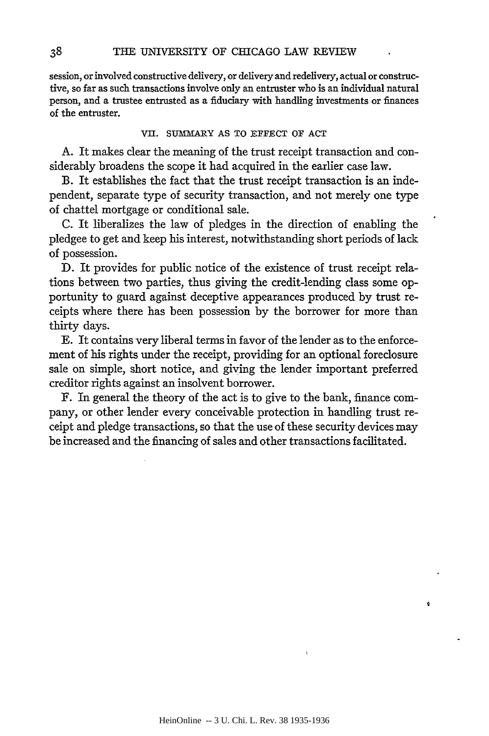session, or involved constructive delivery, or delivery and redelivery, actual or constructive, so far as such transactions involve only an entruster who is an individual natural person, and a trustee entrusted as a fiduciary with handling investments or finances of the entruster.

## VII. SUMMARY AS TO EFFECT OF ACT

A. It makes clear the meaning of the trust receipt transaction and considerably broadens the scope it had acquired in the earlier case law.

B. It establishes the fact that the trust receipt transaction is an independent, separate type of security transaction, and not merely one type of chattel mortgage or conditional sale.

C. It liberalizes the law of pledges in the direction of enabling the pledgee to get and keep his interest, notwithstanding short periods of lack of possession.

D. It provides for public notice of the existence of trust receipt relations between two parties, thus giving the credit-lending class some opportunity to guard against deceptive appearances produced by trust receipts where there has been possession by the borrower for more than thirty days.

E. It contains very liberal terms in favor of the lender as to the enforcement of his rights under the receipt, providing for an optional foreclosure sale on simple, short notice, and giving the lender important preferred creditor rights against an insolvent borrower.

F. In general the theory of the act is to give to the bank, finance company, or other lender every conceivable protection in handling trust receipt and pledge transactions, so that the use of these security devices may be increased and the financing of sales and other transactions facilitated.